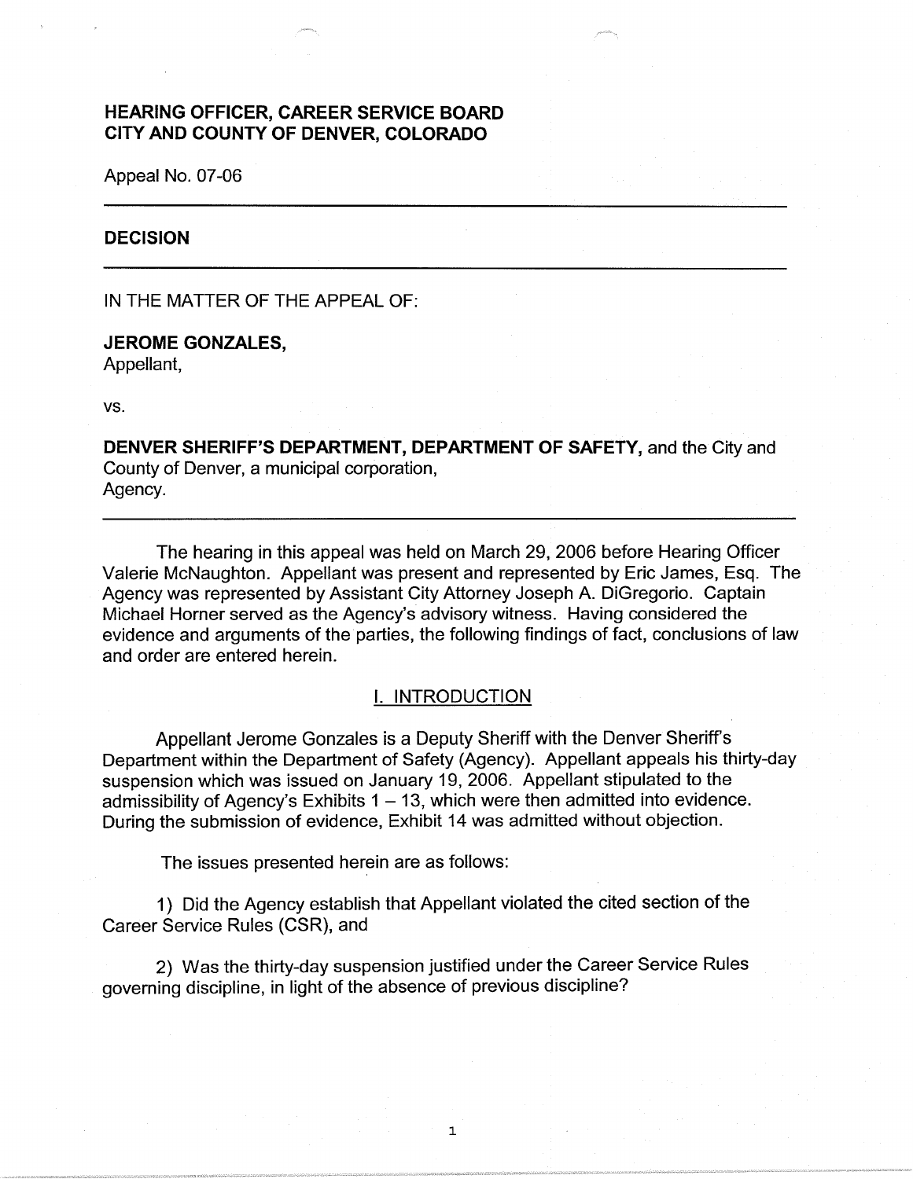**HEARING OFFICER, CAREER SERVICE BOARD**
**CITY AND COUNTY OF DENVER, COLORADO**

Appeal No. 07-06

---

**DECISION**

---

IN THE MATTER OF THE APPEAL OF:

**JEROME GONZALES,**
Appellant,

vs.

**DENVER SHERIFF'S DEPARTMENT, DEPARTMENT OF SAFETY,** and the City and County of Denver, a municipal corporation,
Agency.

---

The hearing in this appeal was held on March 29, 2006 before Hearing Officer Valerie McNaughton. Appellant was present and represented by Eric James, Esq. The Agency was represented by Assistant City Attorney Joseph A. DiGregorio. Captain Michael Horner served as the Agency's advisory witness. Having considered the evidence and arguments of the parties, the following findings of fact, conclusions of law and order are entered herein.

## I. INTRODUCTION

Appellant Jerome Gonzales is a Deputy Sheriff with the Denver Sheriff's Department within the Department of Safety (Agency). Appellant appeals his thirty-day suspension which was issued on January 19, 2006. Appellant stipulated to the admissibility of Agency's Exhibits 1 – 13, which were then admitted into evidence. During the submission of evidence, Exhibit 14 was admitted without objection.

The issues presented herein are as follows:

1) Did the Agency establish that Appellant violated the cited section of the Career Service Rules (CSR), and

2) Was the thirty-day suspension justified under the Career Service Rules governing discipline, in light of the absence of previous discipline?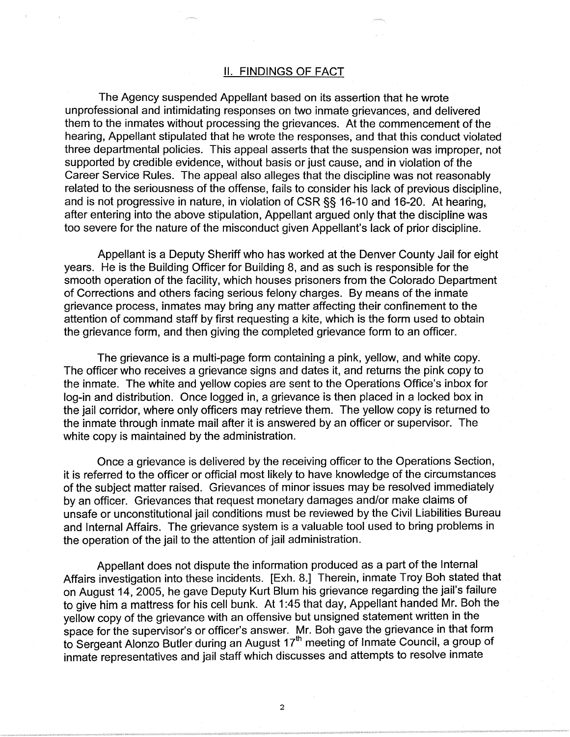## II. FINDINGS OF FACT

The Agency suspended Appellant based on its assertion that he wrote unprofessional and intimidating responses on two inmate grievances, and delivered them to the inmates without processing the grievances. At the commencement of the hearing, Appellant stipulated that he wrote the responses, and that this conduct violated three departmental policies. This appeal asserts that the suspension was improper, not supported by credible evidence, without basis or just cause, and in violation of the Career Service Rules. The appeal also alleges that the discipline was not reasonably related to the seriousness of the offense, fails to consider his lack of previous discipline, and is not progressive in nature, in violation of CSR §§ 16-10 and 16-20. At hearing, after entering into the above stipulation, Appellant argued only that the discipline was too severe for the nature of the misconduct given Appellant's lack of prior discipline.

Appellant is a Deputy Sheriff who has worked at the Denver County Jail for eight years. He is the Building Officer for Building 8, and as such is responsible for the smooth operation of the facility, which houses prisoners from the Colorado Department of Corrections and others facing serious felony charges. By means of the inmate grievance process, inmates may bring any matter affecting their confinement to the attention of command staff by first requesting a kite, which is the form used to obtain the grievance form, and then giving the completed grievance form to an officer.

The grievance is a multi-page form containing a pink, yellow, and white copy. The officer who receives a grievance signs and dates it, and returns the pink copy to the inmate. The white and yellow copies are sent to the Operations Office's inbox for log-in and distribution. Once logged in, a grievance is then placed in a locked box in the jail corridor, where only officers may retrieve them. The yellow copy is returned to the inmate through inmate mail after it is answered by an officer or supervisor. The white copy is maintained by the administration.

Once a grievance is delivered by the receiving officer to the Operations Section, it is referred to the officer or official most likely to have knowledge of the circumstances of the subject matter raised. Grievances of minor issues may be resolved immediately by an officer. Grievances that request monetary damages and/or make claims of unsafe or unconstitutional jail conditions must be reviewed by the Civil Liabilities Bureau and Internal Affairs. The grievance system is a valuable tool used to bring problems in the operation of the jail to the attention of jail administration.

Appellant does not dispute the information produced as a part of the Internal Affairs investigation into these incidents. [Exh. 8.] Therein, inmate Troy Boh stated that on August 14, 2005, he gave Deputy Kurt Blum his grievance regarding the jail's failure to give him a mattress for his cell bunk. At 1:45 that day, Appellant handed Mr. Boh the yellow copy of the grievance with an offensive but unsigned statement written in the space for the supervisor's or officer's answer. Mr. Boh gave the grievance in that form to Sergeant Alonzo Butler during an August 17th meeting of Inmate Council, a group of inmate representatives and jail staff which discusses and attempts to resolve inmate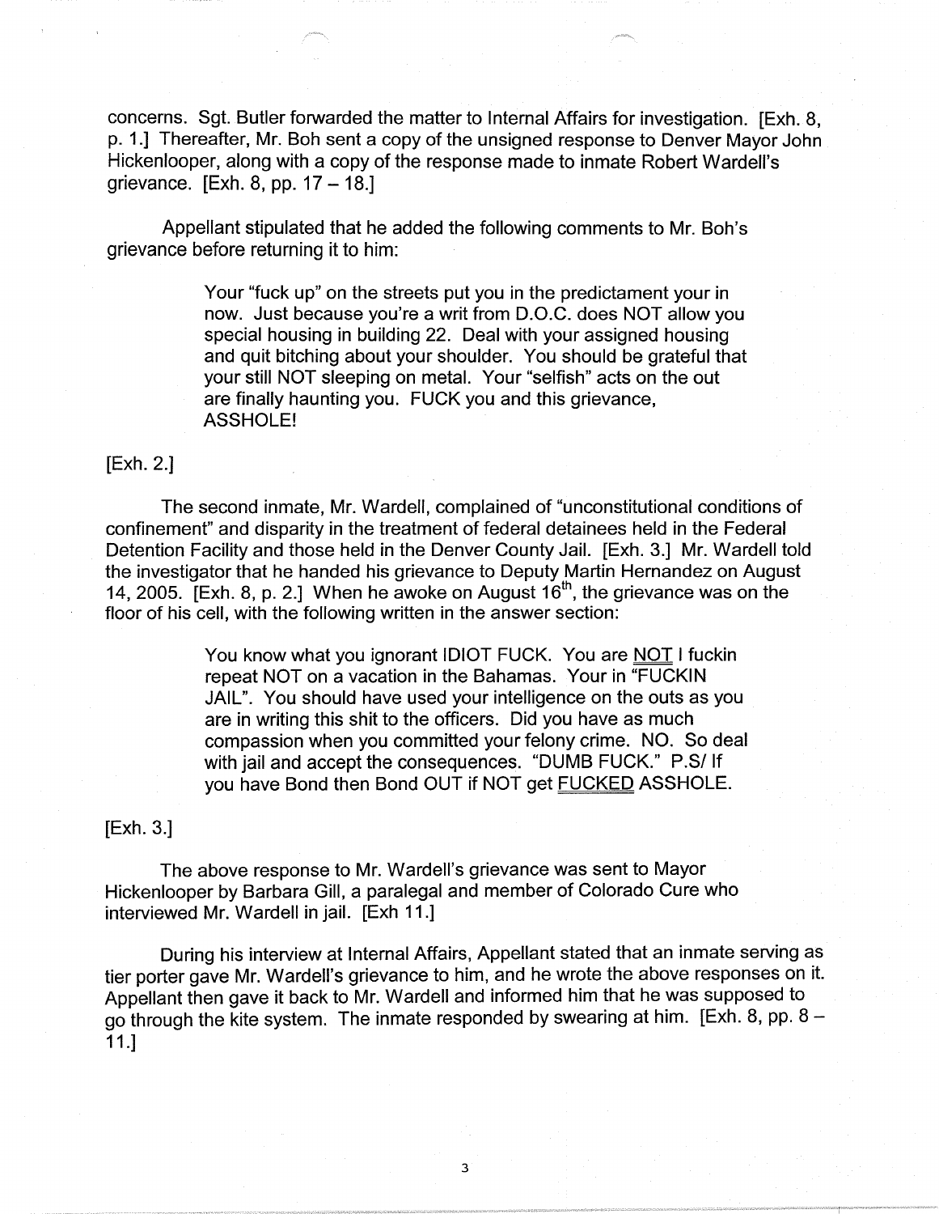concerns. Sgt. Butler forwarded the matter to Internal Affairs for investigation. [Exh. 8, p. 1.] Thereafter, Mr. Boh sent a copy of the unsigned response to Denver Mayor John Hickenlooper, along with a copy of the response made to inmate Robert Wardell's grievance. [Exh. 8, pp. 17 – 18.]

Appellant stipulated that he added the following comments to Mr. Boh's grievance before returning it to him:

> Your "fuck up" on the streets put you in the predictament your in now. Just because you're a writ from D.O.C. does NOT allow you special housing in building 22. Deal with your assigned housing and quit bitching about your shoulder. You should be grateful that your still NOT sleeping on metal. Your "selfish" acts on the out are finally haunting you. FUCK you and this grievance, ASSHOLE!

[Exh. 2.]

The second inmate, Mr. Wardell, complained of "unconstitutional conditions of confinement" and disparity in the treatment of federal detainees held in the Federal Detention Facility and those held in the Denver County Jail. [Exh. 3.] Mr. Wardell told the investigator that he handed his grievance to Deputy Martin Hernandez on August 14, 2005. [Exh. 8, p. 2.] When he awoke on August 16th, the grievance was on the floor of his cell, with the following written in the answer section:

> You know what you ignorant IDIOT FUCK. You are <u>NOT</u> I fuckin repeat NOT on a vacation in the Bahamas. Your in "FUCKIN JAIL". You should have used your intelligence on the outs as you are in writing this shit to the officers. Did you have as much compassion when you committed your felony crime. NO. So deal with jail and accept the consequences. "DUMB FUCK." P.S/ If you have Bond then Bond OUT if NOT get <u>FUCKED</u> ASSHOLE.

[Exh. 3.]

The above response to Mr. Wardell's grievance was sent to Mayor Hickenlooper by Barbara Gill, a paralegal and member of Colorado Cure who interviewed Mr. Wardell in jail. [Exh 11.]

During his interview at Internal Affairs, Appellant stated that an inmate serving as tier porter gave Mr. Wardell's grievance to him, and he wrote the above responses on it. Appellant then gave it back to Mr. Wardell and informed him that he was supposed to go through the kite system. The inmate responded by swearing at him. [Exh. 8, pp. 8 – 11.]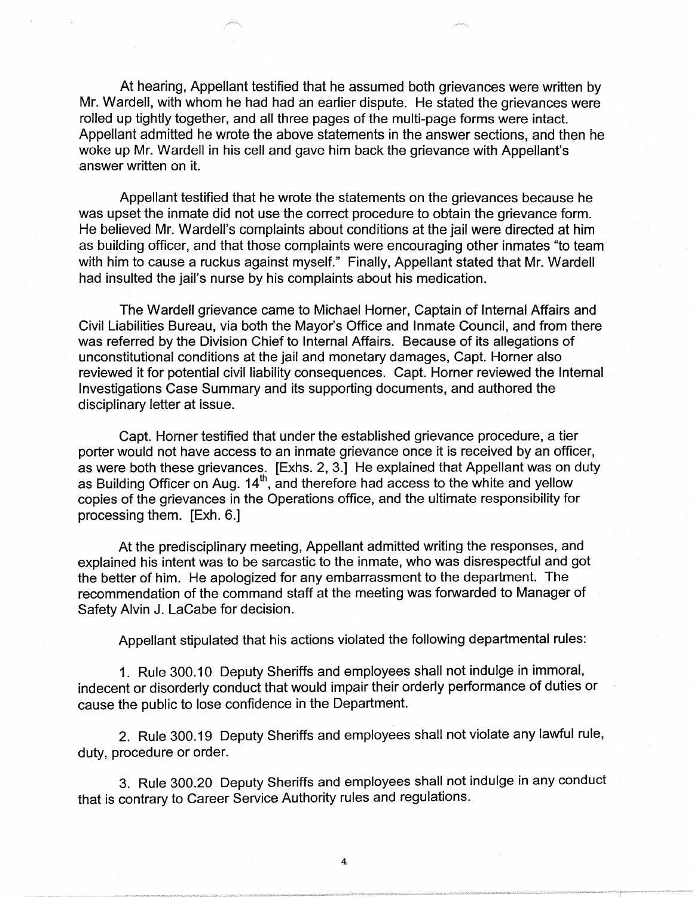At hearing, Appellant testified that he assumed both grievances were written by Mr. Wardell, with whom he had had an earlier dispute. He stated the grievances were rolled up tightly together, and all three pages of the multi-page forms were intact. Appellant admitted he wrote the above statements in the answer sections, and then he woke up Mr. Wardell in his cell and gave him back the grievance with Appellant's answer written on it.

Appellant testified that he wrote the statements on the grievances because he was upset the inmate did not use the correct procedure to obtain the grievance form. He believed Mr. Wardell's complaints about conditions at the jail were directed at him as building officer, and that those complaints were encouraging other inmates "to team with him to cause a ruckus against myself." Finally, Appellant stated that Mr. Wardell had insulted the jail's nurse by his complaints about his medication.

The Wardell grievance came to Michael Horner, Captain of Internal Affairs and Civil Liabilities Bureau, via both the Mayor's Office and Inmate Council, and from there was referred by the Division Chief to Internal Affairs. Because of its allegations of unconstitutional conditions at the jail and monetary damages, Capt. Horner also reviewed it for potential civil liability consequences. Capt. Horner reviewed the Internal Investigations Case Summary and its supporting documents, and authored the disciplinary letter at issue.

Capt. Horner testified that under the established grievance procedure, a tier porter would not have access to an inmate grievance once it is received by an officer, as were both these grievances. [Exhs. 2, 3.] He explained that Appellant was on duty as Building Officer on Aug. 14th, and therefore had access to the white and yellow copies of the grievances in the Operations office, and the ultimate responsibility for processing them. [Exh. 6.]

At the predisciplinary meeting, Appellant admitted writing the responses, and explained his intent was to be sarcastic to the inmate, who was disrespectful and got the better of him. He apologized for any embarrassment to the department. The recommendation of the command staff at the meeting was forwarded to Manager of Safety Alvin J. LaCabe for decision.

Appellant stipulated that his actions violated the following departmental rules:

1. Rule 300.10 Deputy Sheriffs and employees shall not indulge in immoral, indecent or disorderly conduct that would impair their orderly performance of duties or cause the public to lose confidence in the Department.

2. Rule 300.19 Deputy Sheriffs and employees shall not violate any lawful rule, duty, procedure or order.

3. Rule 300.20 Deputy Sheriffs and employees shall not indulge in any conduct that is contrary to Career Service Authority rules and regulations.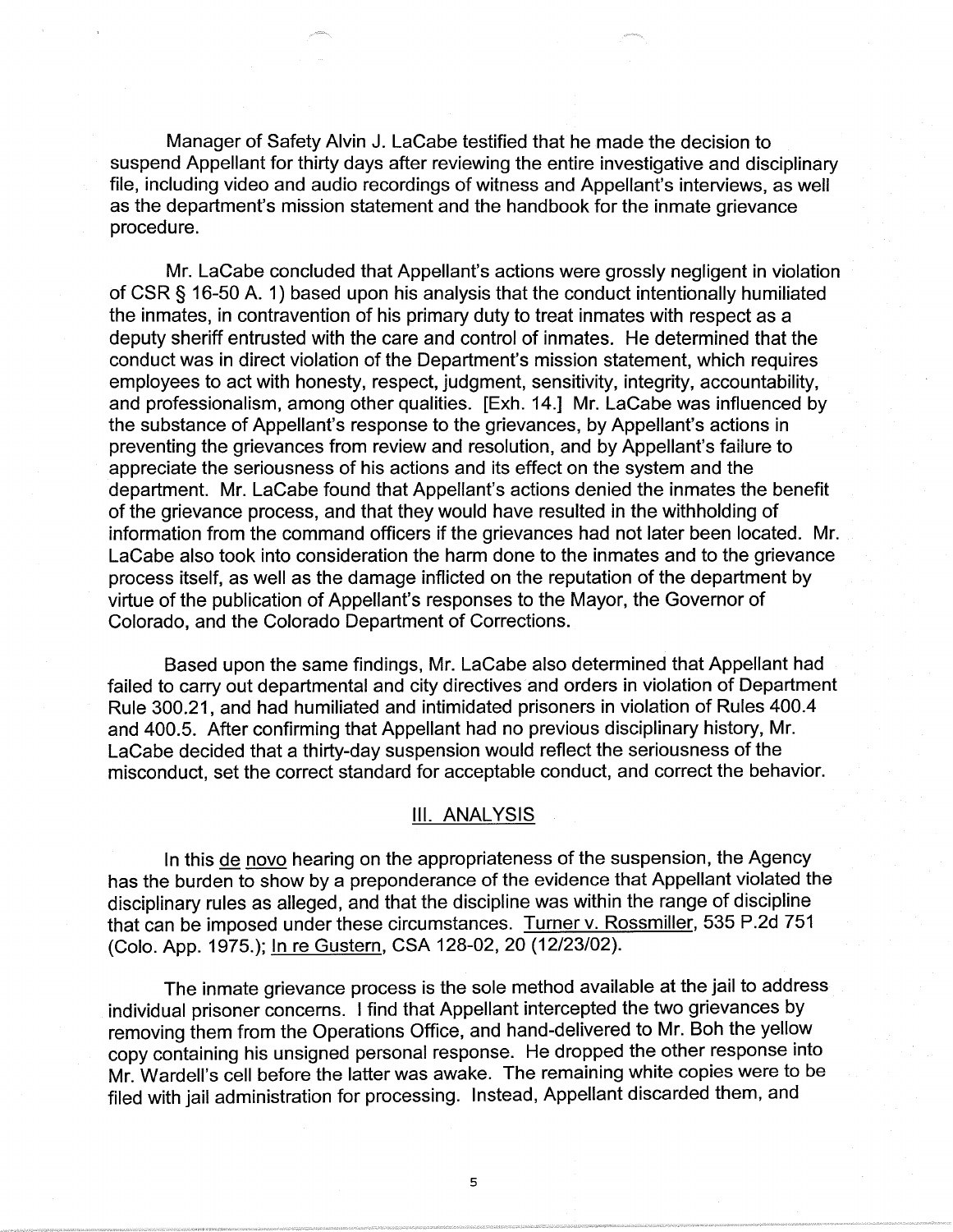Manager of Safety Alvin J. LaCabe testified that he made the decision to suspend Appellant for thirty days after reviewing the entire investigative and disciplinary file, including video and audio recordings of witness and Appellant's interviews, as well as the department's mission statement and the handbook for the inmate grievance procedure.

Mr. LaCabe concluded that Appellant's actions were grossly negligent in violation of CSR § 16-50 A. 1) based upon his analysis that the conduct intentionally humiliated the inmates, in contravention of his primary duty to treat inmates with respect as a deputy sheriff entrusted with the care and control of inmates. He determined that the conduct was in direct violation of the Department's mission statement, which requires employees to act with honesty, respect, judgment, sensitivity, integrity, accountability, and professionalism, among other qualities. [Exh. 14.] Mr. LaCabe was influenced by the substance of Appellant's response to the grievances, by Appellant's actions in preventing the grievances from review and resolution, and by Appellant's failure to appreciate the seriousness of his actions and its effect on the system and the department. Mr. LaCabe found that Appellant's actions denied the inmates the benefit of the grievance process, and that they would have resulted in the withholding of information from the command officers if the grievances had not later been located. Mr. LaCabe also took into consideration the harm done to the inmates and to the grievance process itself, as well as the damage inflicted on the reputation of the department by virtue of the publication of Appellant's responses to the Mayor, the Governor of Colorado, and the Colorado Department of Corrections.

Based upon the same findings, Mr. LaCabe also determined that Appellant had failed to carry out departmental and city directives and orders in violation of Department Rule 300.21, and had humiliated and intimidated prisoners in violation of Rules 400.4 and 400.5. After confirming that Appellant had no previous disciplinary history, Mr. LaCabe decided that a thirty-day suspension would reflect the seriousness of the misconduct, set the correct standard for acceptable conduct, and correct the behavior.

## III. ANALYSIS

In this de novo hearing on the appropriateness of the suspension, the Agency has the burden to show by a preponderance of the evidence that Appellant violated the disciplinary rules as alleged, and that the discipline was within the range of discipline that can be imposed under these circumstances. Turner v. Rossmiller, 535 P.2d 751 (Colo. App. 1975.); In re Gustern, CSA 128-02, 20 (12/23/02).

The inmate grievance process is the sole method available at the jail to address individual prisoner concerns. I find that Appellant intercepted the two grievances by removing them from the Operations Office, and hand-delivered to Mr. Boh the yellow copy containing his unsigned personal response. He dropped the other response into Mr. Wardell's cell before the latter was awake. The remaining white copies were to be filed with jail administration for processing. Instead, Appellant discarded them, and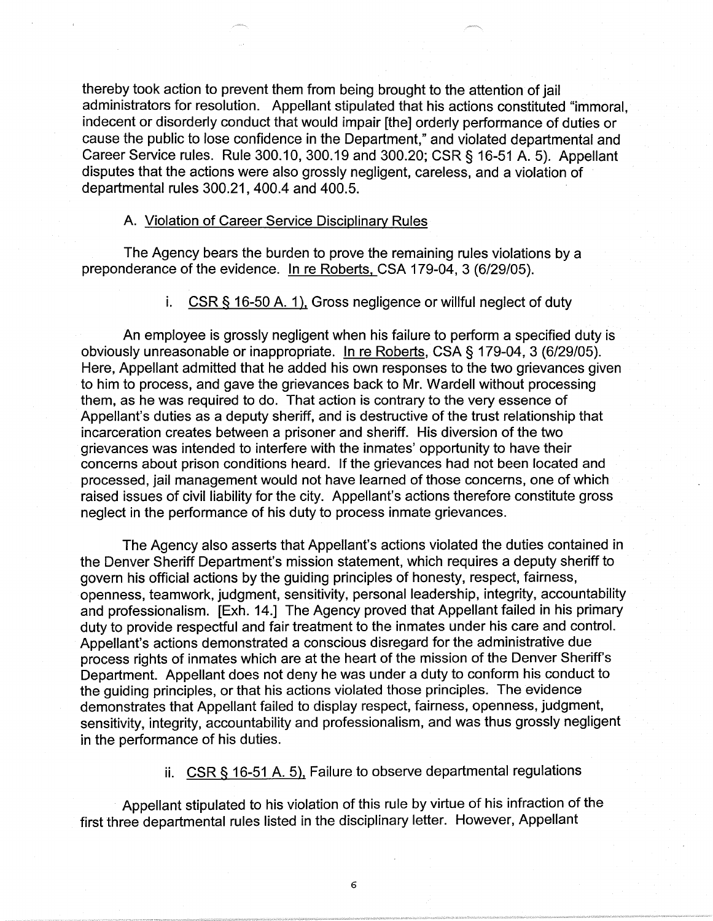thereby took action to prevent them from being brought to the attention of jail administrators for resolution. Appellant stipulated that his actions constituted "immoral, indecent or disorderly conduct that would impair [the] orderly performance of duties or cause the public to lose confidence in the Department," and violated departmental and Career Service rules. Rule 300.10, 300.19 and 300.20; CSR § 16-51 A. 5). Appellant disputes that the actions were also grossly negligent, careless, and a violation of departmental rules 300.21, 400.4 and 400.5.

A. <u>Violation of Career Service Disciplinary Rules</u>

The Agency bears the burden to prove the remaining rules violations by a preponderance of the evidence. <u>In re Roberts,</u> CSA 179-04, 3 (6/29/05).

i. <u>CSR § 16-50 A. 1),</u> Gross negligence or willful neglect of duty

An employee is grossly negligent when his failure to perform a specified duty is obviously unreasonable or inappropriate. <u>In re Roberts</u>, CSA § 179-04, 3 (6/29/05). Here, Appellant admitted that he added his own responses to the two grievances given to him to process, and gave the grievances back to Mr. Wardell without processing them, as he was required to do. That action is contrary to the very essence of Appellant's duties as a deputy sheriff, and is destructive of the trust relationship that incarceration creates between a prisoner and sheriff. His diversion of the two grievances was intended to interfere with the inmates' opportunity to have their concerns about prison conditions heard. If the grievances had not been located and processed, jail management would not have learned of those concerns, one of which raised issues of civil liability for the city. Appellant's actions therefore constitute gross neglect in the performance of his duty to process inmate grievances.

The Agency also asserts that Appellant's actions violated the duties contained in the Denver Sheriff Department's mission statement, which requires a deputy sheriff to govern his official actions by the guiding principles of honesty, respect, fairness, openness, teamwork, judgment, sensitivity, personal leadership, integrity, accountability and professionalism. [Exh. 14.] The Agency proved that Appellant failed in his primary duty to provide respectful and fair treatment to the inmates under his care and control. Appellant's actions demonstrated a conscious disregard for the administrative due process rights of inmates which are at the heart of the mission of the Denver Sheriff's Department. Appellant does not deny he was under a duty to conform his conduct to the guiding principles, or that his actions violated those principles. The evidence demonstrates that Appellant failed to display respect, fairness, openness, judgment, sensitivity, integrity, accountability and professionalism, and was thus grossly negligent in the performance of his duties.

ii. <u>CSR § 16-51 A. 5),</u> Failure to observe departmental regulations

Appellant stipulated to his violation of this rule by virtue of his infraction of the first three departmental rules listed in the disciplinary letter. However, Appellant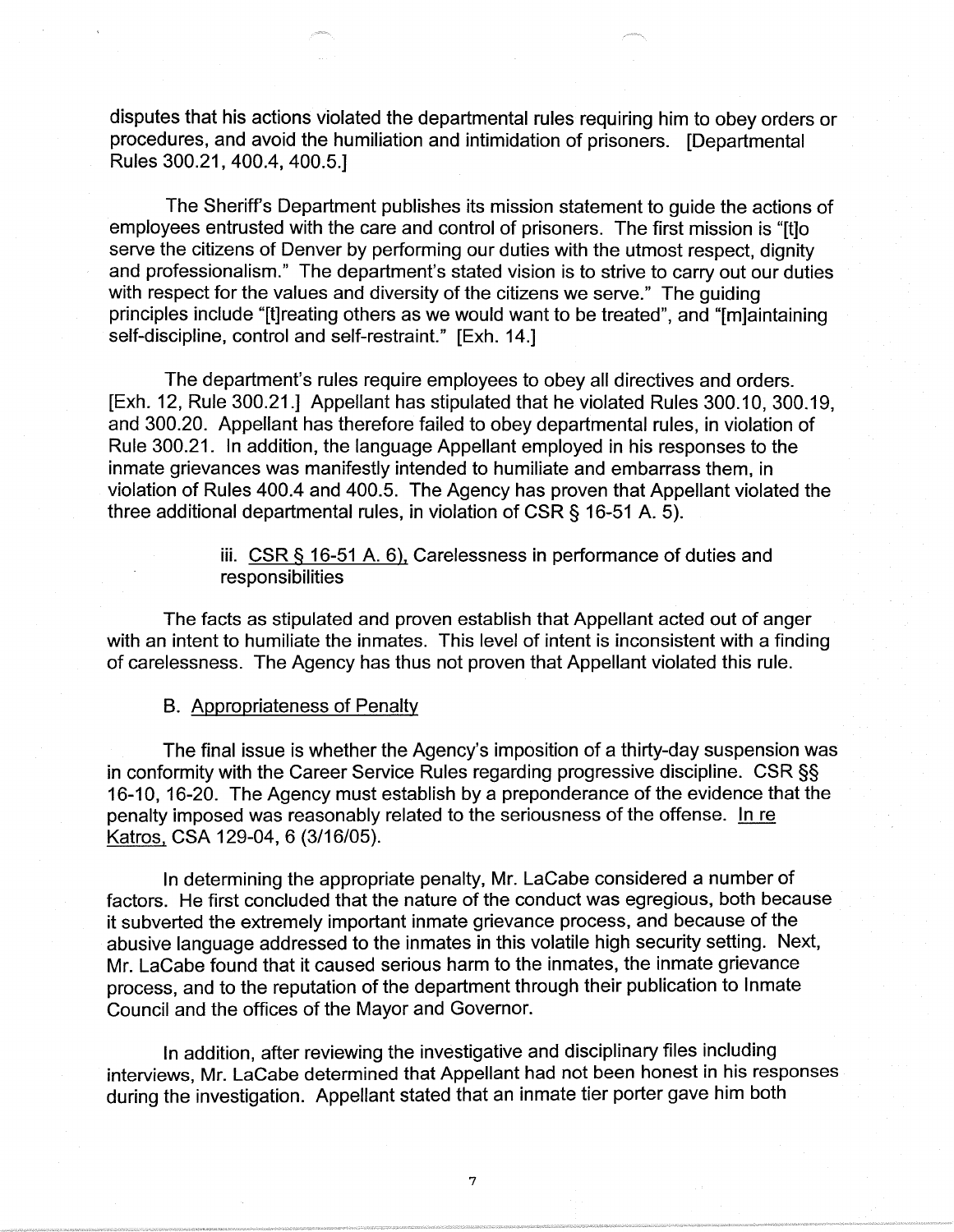disputes that his actions violated the departmental rules requiring him to obey orders or procedures, and avoid the humiliation and intimidation of prisoners. [Departmental Rules 300.21, 400.4, 400.5.]

The Sheriff's Department publishes its mission statement to guide the actions of employees entrusted with the care and control of prisoners. The first mission is "[t]o serve the citizens of Denver by performing our duties with the utmost respect, dignity and professionalism." The department's stated vision is to strive to carry out our duties with respect for the values and diversity of the citizens we serve." The guiding principles include "[t]reating others as we would want to be treated", and "[m]aintaining self-discipline, control and self-restraint." [Exh. 14.]

The department's rules require employees to obey all directives and orders. [Exh. 12, Rule 300.21.] Appellant has stipulated that he violated Rules 300.10, 300.19, and 300.20. Appellant has therefore failed to obey departmental rules, in violation of Rule 300.21. In addition, the language Appellant employed in his responses to the inmate grievances was manifestly intended to humiliate and embarrass them, in violation of Rules 400.4 and 400.5. The Agency has proven that Appellant violated the three additional departmental rules, in violation of CSR § 16-51 A. 5).

iii. <u>CSR § 16-51 A. 6)</u>, Carelessness in performance of duties and responsibilities

The facts as stipulated and proven establish that Appellant acted out of anger with an intent to humiliate the inmates. This level of intent is inconsistent with a finding of carelessness. The Agency has thus not proven that Appellant violated this rule.

B. <u>Appropriateness of Penalty</u>

The final issue is whether the Agency's imposition of a thirty-day suspension was in conformity with the Career Service Rules regarding progressive discipline. CSR §§ 16-10, 16-20. The Agency must establish by a preponderance of the evidence that the penalty imposed was reasonably related to the seriousness of the offense. <u>In re Katros</u>, CSA 129-04, 6 (3/16/05).

In determining the appropriate penalty, Mr. LaCabe considered a number of factors. He first concluded that the nature of the conduct was egregious, both because it subverted the extremely important inmate grievance process, and because of the abusive language addressed to the inmates in this volatile high security setting. Next, Mr. LaCabe found that it caused serious harm to the inmates, the inmate grievance process, and to the reputation of the department through their publication to Inmate Council and the offices of the Mayor and Governor.

In addition, after reviewing the investigative and disciplinary files including interviews, Mr. LaCabe determined that Appellant had not been honest in his responses during the investigation. Appellant stated that an inmate tier porter gave him both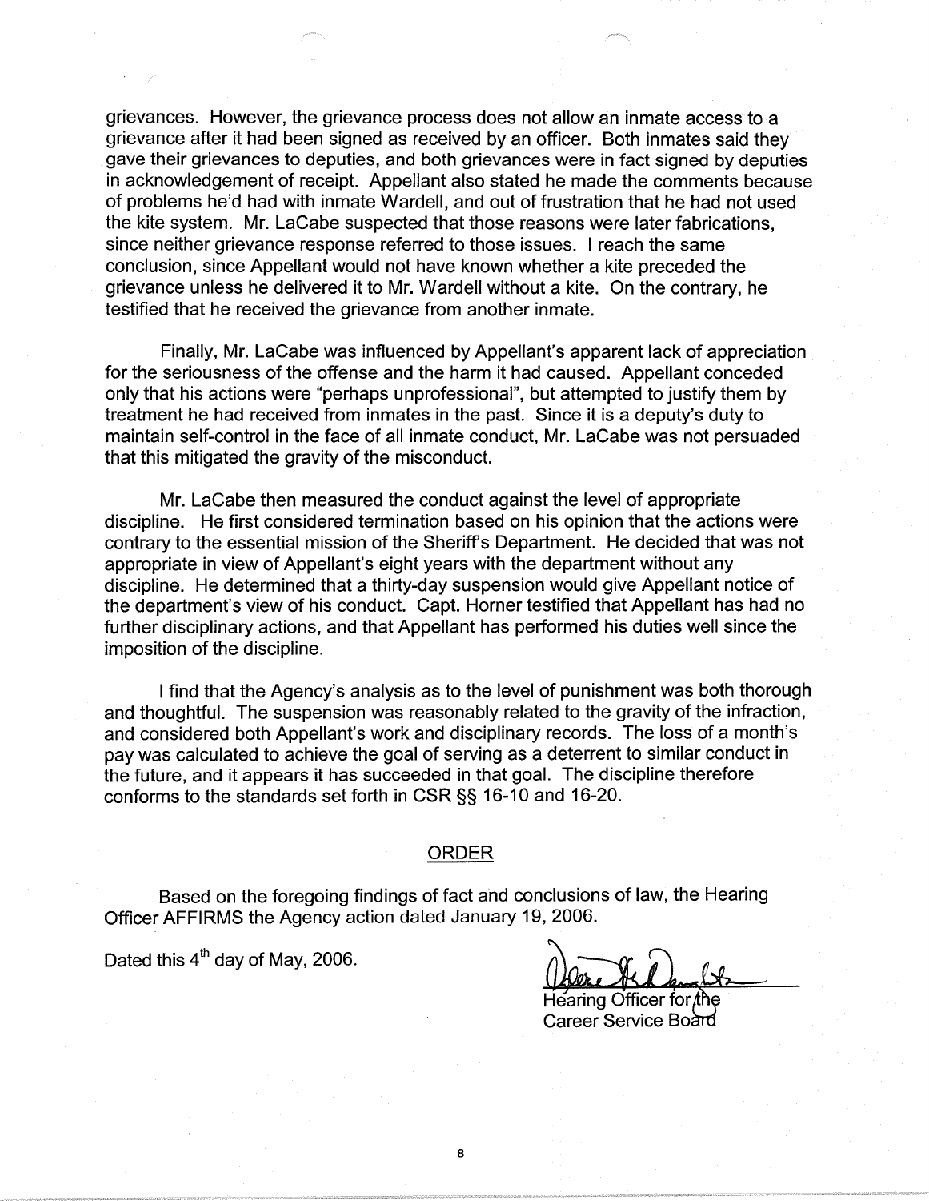grievances. However, the grievance process does not allow an inmate access to a grievance after it had been signed as received by an officer. Both inmates said they gave their grievances to deputies, and both grievances were in fact signed by deputies in acknowledgement of receipt. Appellant also stated he made the comments because of problems he'd had with inmate Wardell, and out of frustration that he had not used the kite system. Mr. LaCabe suspected that those reasons were later fabrications, since neither grievance response referred to those issues. I reach the same conclusion, since Appellant would not have known whether a kite preceded the grievance unless he delivered it to Mr. Wardell without a kite. On the contrary, he testified that he received the grievance from another inmate.

Finally, Mr. LaCabe was influenced by Appellant's apparent lack of appreciation for the seriousness of the offense and the harm it had caused. Appellant conceded only that his actions were "perhaps unprofessional", but attempted to justify them by treatment he had received from inmates in the past. Since it is a deputy's duty to maintain self-control in the face of all inmate conduct, Mr. LaCabe was not persuaded that this mitigated the gravity of the misconduct.

Mr. LaCabe then measured the conduct against the level of appropriate discipline. He first considered termination based on his opinion that the actions were contrary to the essential mission of the Sheriff's Department. He decided that was not appropriate in view of Appellant's eight years with the department without any discipline. He determined that a thirty-day suspension would give Appellant notice of the department's view of his conduct. Capt. Horner testified that Appellant has had no further disciplinary actions, and that Appellant has performed his duties well since the imposition of the discipline.

I find that the Agency's analysis as to the level of punishment was both thorough and thoughtful. The suspension was reasonably related to the gravity of the infraction, and considered both Appellant's work and disciplinary records. The loss of a month's pay was calculated to achieve the goal of serving as a deterrent to similar conduct in the future, and it appears it has succeeded in that goal. The discipline therefore conforms to the standards set forth in CSR §§ 16-10 and 16-20.

## ORDER

Based on the foregoing findings of fact and conclusions of law, the Hearing Officer AFFIRMS the Agency action dated January 19, 2006.

Dated this 4th day of May, 2006.

Hearing Officer for the
Career Service Board